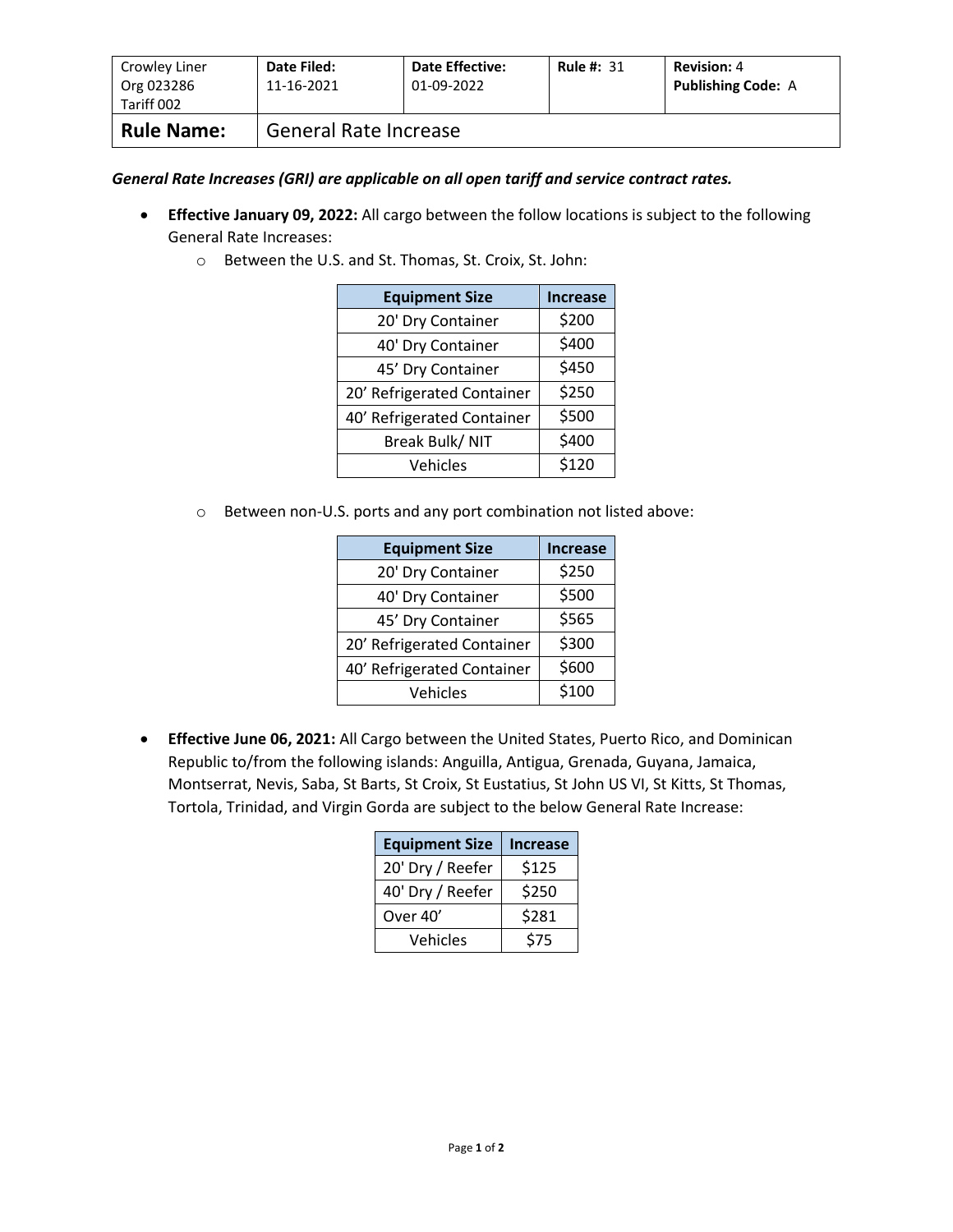| Crowley Liner Org 023286 Tariff 002 | **Date Filed:** 11-16-2021 | **Date Effective:** 01-09-2022 | **Rule #:** 31 | **Revision:** 4 **Publishing Code:** A |
|---|---|---|---|---|
| **Rule Name:** | General Rate Increase | | | |

***General Rate Increases (GRI) are applicable on all open tariff and service contract rates.***

- **Effective January 09, 2022:** All cargo between the follow locations is subject to the following General Rate Increases:
  - Between the U.S. and St. Thomas, St. Croix, St. John:

| Equipment Size | Increase |
|---|---|
| 20' Dry Container | $200 |
| 40' Dry Container | $400 |
| 45' Dry Container | $450 |
| 20' Refrigerated Container | $250 |
| 40' Refrigerated Container | $500 |
| Break Bulk/ NIT | $400 |
| Vehicles | $120 |

  - Between non-U.S. ports and any port combination not listed above:

| Equipment Size | Increase |
|---|---|
| 20' Dry Container | $250 |
| 40' Dry Container | $500 |
| 45' Dry Container | $565 |
| 20' Refrigerated Container | $300 |
| 40' Refrigerated Container | $600 |
| Vehicles | $100 |

- **Effective June 06, 2021:** All Cargo between the United States, Puerto Rico, and Dominican Republic to/from the following islands: Anguilla, Antigua, Grenada, Guyana, Jamaica, Montserrat, Nevis, Saba, St Barts, St Croix, St Eustatius, St John US VI, St Kitts, St Thomas, Tortola, Trinidad, and Virgin Gorda are subject to the below General Rate Increase:

| Equipment Size | Increase |
|---|---|
| 20' Dry / Reefer | $125 |
| 40' Dry / Reefer | $250 |
| Over 40' | $281 |
| Vehicles | $75 |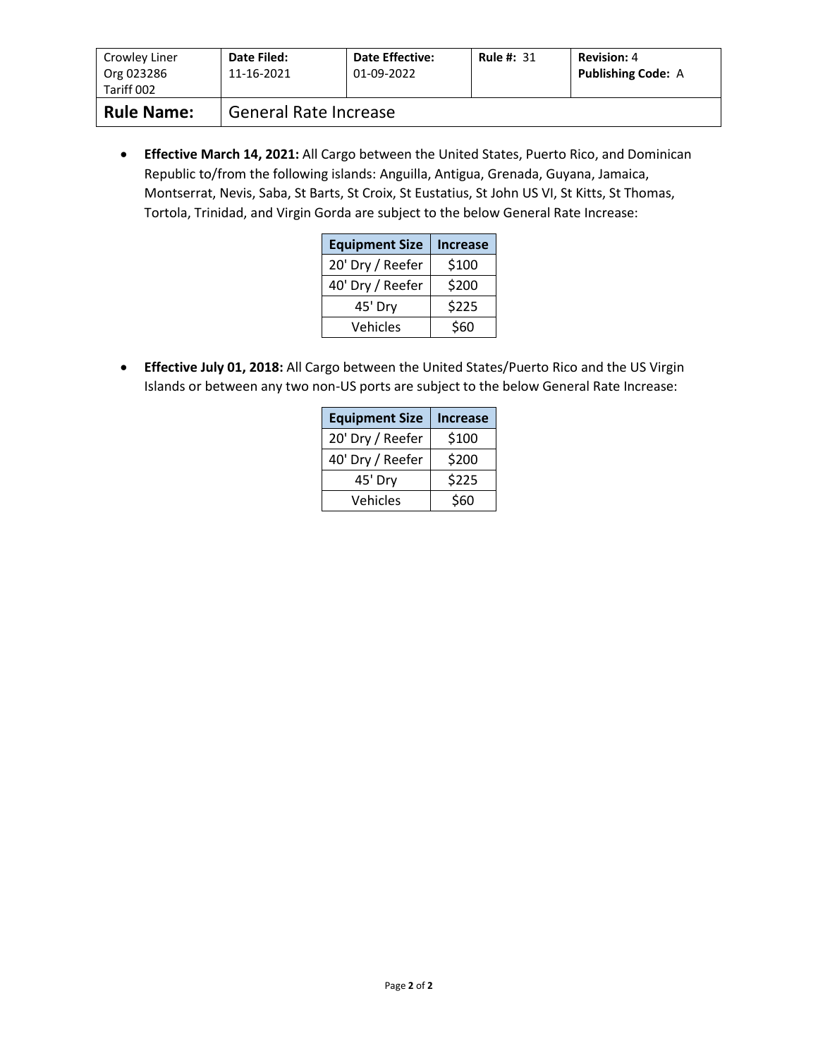| Crowley Liner Org 023286 Tariff 002 | **Date Filed:** 11-16-2021 | **Date Effective:** 01-09-2022 | **Rule #:** 31 | **Revision:** 4 **Publishing Code:** A |
|---|---|---|---|---|
| **Rule Name:** | General Rate Increase | | | |

- **Effective March 14, 2021:** All Cargo between the United States, Puerto Rico, and Dominican Republic to/from the following islands: Anguilla, Antigua, Grenada, Guyana, Jamaica, Montserrat, Nevis, Saba, St Barts, St Croix, St Eustatius, St John US VI, St Kitts, St Thomas, Tortola, Trinidad, and Virgin Gorda are subject to the below General Rate Increase:

| Equipment Size | Increase |
|---|---|
| 20' Dry / Reefer | $100 |
| 40' Dry / Reefer | $200 |
| 45' Dry | $225 |
| Vehicles | $60 |

- **Effective July 01, 2018:** All Cargo between the United States/Puerto Rico and the US Virgin Islands or between any two non-US ports are subject to the below General Rate Increase:

| Equipment Size | Increase |
|---|---|
| 20' Dry / Reefer | $100 |
| 40' Dry / Reefer | $200 |
| 45' Dry | $225 |
| Vehicles | $60 |